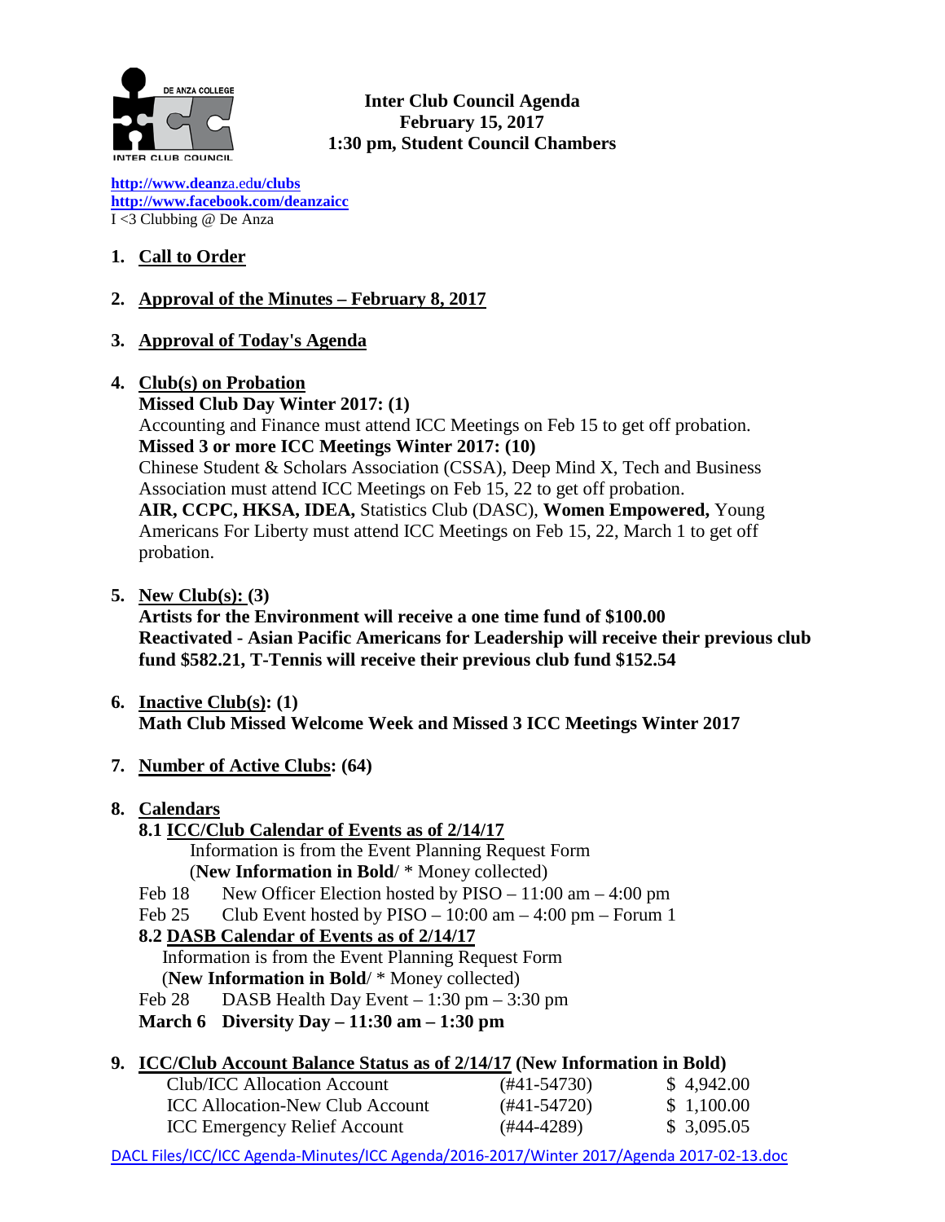# Inter Club Council Agenda
**February 15, 2017**
**1:30 pm, Student Council Chambers**

http://www.deanza.edu/clubs
http://www.facebook.com/deanzaicc
I <3 Clubbing @ De Anza

1. **Call to Order**

2. **Approval of the Minutes – February 8, 2017**

3. **Approval of Today's Agenda**

4. **Club(s) on Probation**
   **Missed Club Day Winter 2017: (1)**
   Accounting and Finance must attend ICC Meetings on Feb 15 to get off probation.
   **Missed 3 or more ICC Meetings Winter 2017: (10)**
   Chinese Student & Scholars Association (CSSA), Deep Mind X, Tech and Business Association must attend ICC Meetings on Feb 15, 22 to get off probation.
   **AIR, CCPC, HKSA, IDEA,** Statistics Club (DASC), **Women Empowered,** Young Americans For Liberty must attend ICC Meetings on Feb 15, 22, March 1 to get off probation.

5. **New Club(s): (3)**
   **Artists for the Environment will receive a one time fund of $100.00**
   **Reactivated - Asian Pacific Americans for Leadership will receive their previous club fund $582.21, T-Tennis will receive their previous club fund $152.54**

6. **Inactive Club(s): (1)**
   **Math Club Missed Welcome Week and Missed 3 ICC Meetings Winter 2017**

7. **Number of Active Clubs: (64)**

8. **Calendars**
   **8.1 ICC/Club Calendar of Events as of 2/14/17**
   Information is from the Event Planning Request Form
   (**New Information in Bold**/ * Money collected)
   Feb 18 New Officer Election hosted by PISO – 11:00 am – 4:00 pm
   Feb 25 Club Event hosted by PISO – 10:00 am – 4:00 pm – Forum 1
   **8.2 DASB Calendar of Events as of 2/14/17**
   Information is from the Event Planning Request Form
   (**New Information in Bold**/ * Money collected)
   Feb 28 DASB Health Day Event – 1:30 pm – 3:30 pm
   **March 6 Diversity Day – 11:30 am – 1:30 pm**

9. **ICC/Club Account Balance Status as of 2/14/17 (New Information in Bold)**

| Account | Number | Balance |
|---|---|---|
| Club/ICC Allocation Account | (#41-54730) | $ 4,942.00 |
| ICC Allocation-New Club Account | (#41-54720) | $ 1,100.00 |
| ICC Emergency Relief Account | (#44-4289) | $ 3,095.05 |

DACL Files/ICC/ICC Agenda-Minutes/ICC Agenda/2016-2017/Winter 2017/Agenda 2017-02-13.doc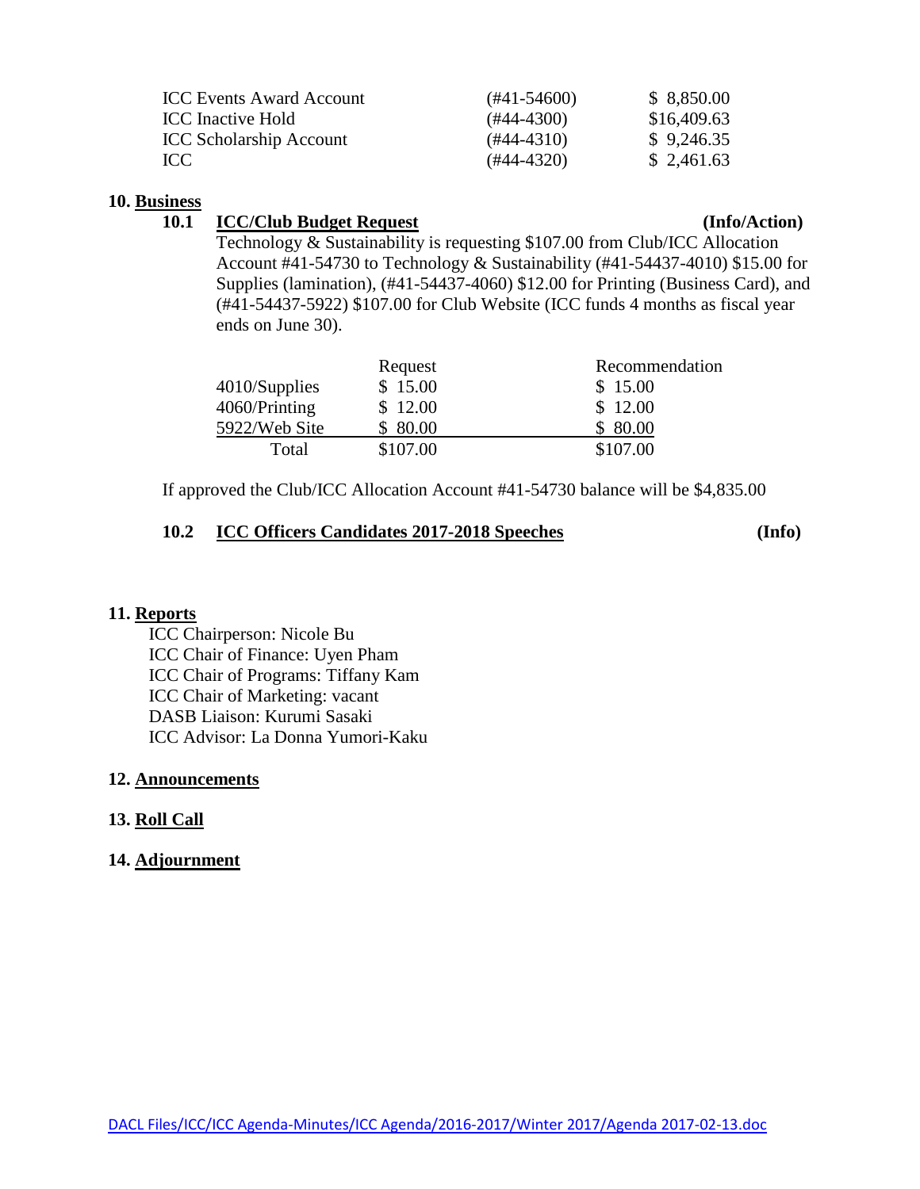| | | |
|---|---|---|
| ICC Events Award Account | (#41-54600) | $ 8,850.00 |
| ICC Inactive Hold | (#44-4300) | $16,409.63 |
| ICC Scholarship Account | (#44-4310) | $ 9,246.35 |
| ICC | (#44-4320) | $ 2,461.63 |

## 10. Business

### 10.1 ICC/Club Budget Request (Info/Action)

Technology & Sustainability is requesting $107.00 from Club/ICC Allocation Account #41-54730 to Technology & Sustainability (#41-54437-4010) $15.00 for Supplies (lamination), (#41-54437-4060) $12.00 for Printing (Business Card), and (#41-54437-5922) $107.00 for Club Website (ICC funds 4 months as fiscal year ends on June 30).

| | Request | Recommendation |
|---|---|---|
| 4010/Supplies | $ 15.00 | $ 15.00 |
| 4060/Printing | $ 12.00 | $ 12.00 |
| 5922/Web Site | $ 80.00 | $ 80.00 |
| Total | $107.00 | $107.00 |

If approved the Club/ICC Allocation Account #41-54730 balance will be $4,835.00

### 10.2 ICC Officers Candidates 2017-2018 Speeches (Info)

## 11. Reports

ICC Chairperson: Nicole Bu
ICC Chair of Finance: Uyen Pham
ICC Chair of Programs: Tiffany Kam
ICC Chair of Marketing: vacant
DASB Liaison: Kurumi Sasaki
ICC Advisor: La Donna Yumori-Kaku

## 12. Announcements

## 13. Roll Call

## 14. Adjournment

DACL Files/ICC/ICC Agenda-Minutes/ICC Agenda/2016-2017/Winter 2017/Agenda 2017-02-13.doc